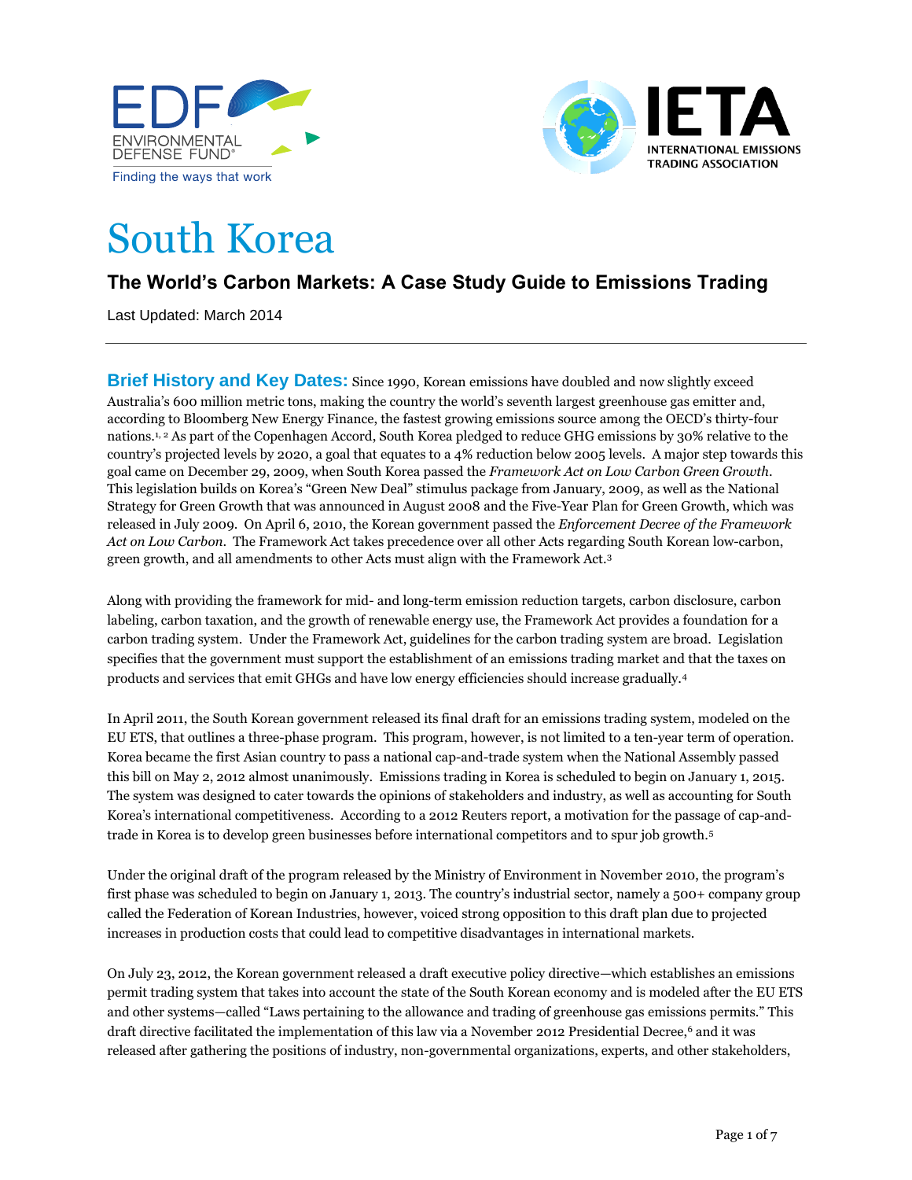# South Korea

## The World's Carbon Markets: A Case Study Guide to Emissions Trading

Last Updated: March 2014

**Brief History and Key Dates:** Since 1990, Korean emissions have doubled and now slightly exceed Australia's 600 million metric tons, making the country the world's seventh largest greenhouse gas emitter and, according to Bloomberg New Energy Finance, the fastest growing emissions source among the OECD's thirty-four nations.[1, 2] As part of the Copenhagen Accord, South Korea pledged to reduce GHG emissions by 30% relative to the country's projected levels by 2020, a goal that equates to a 4% reduction below 2005 levels. A major step towards this goal came on December 29, 2009, when South Korea passed the *Framework Act on Low Carbon Green Growth*. This legislation builds on Korea's "Green New Deal" stimulus package from January, 2009, as well as the National Strategy for Green Growth that was announced in August 2008 and the Five-Year Plan for Green Growth, which was released in July 2009. On April 6, 2010, the Korean government passed the *Enforcement Decree of the Framework Act on Low Carbon*. The Framework Act takes precedence over all other Acts regarding South Korean low-carbon, green growth, and all amendments to other Acts must align with the Framework Act.[3]

Along with providing the framework for mid- and long-term emission reduction targets, carbon disclosure, carbon labeling, carbon taxation, and the growth of renewable energy use, the Framework Act provides a foundation for a carbon trading system. Under the Framework Act, guidelines for the carbon trading system are broad. Legislation specifies that the government must support the establishment of an emissions trading market and that the taxes on products and services that emit GHGs and have low energy efficiencies should increase gradually.[4]

In April 2011, the South Korean government released its final draft for an emissions trading system, modeled on the EU ETS, that outlines a three-phase program. This program, however, is not limited to a ten-year term of operation. Korea became the first Asian country to pass a national cap-and-trade system when the National Assembly passed this bill on May 2, 2012 almost unanimously. Emissions trading in Korea is scheduled to begin on January 1, 2015. The system was designed to cater towards the opinions of stakeholders and industry, as well as accounting for South Korea's international competitiveness. According to a 2012 Reuters report, a motivation for the passage of cap-and-trade in Korea is to develop green businesses before international competitors and to spur job growth.[5]

Under the original draft of the program released by the Ministry of Environment in November 2010, the program's first phase was scheduled to begin on January 1, 2013. The country's industrial sector, namely a 500+ company group called the Federation of Korean Industries, however, voiced strong opposition to this draft plan due to projected increases in production costs that could lead to competitive disadvantages in international markets.

On July 23, 2012, the Korean government released a draft executive policy directive—which establishes an emissions permit trading system that takes into account the state of the South Korean economy and is modeled after the EU ETS and other systems—called "Laws pertaining to the allowance and trading of greenhouse gas emissions permits." This draft directive facilitated the implementation of this law via a November 2012 Presidential Decree,[6] and it was released after gathering the positions of industry, non-governmental organizations, experts, and other stakeholders,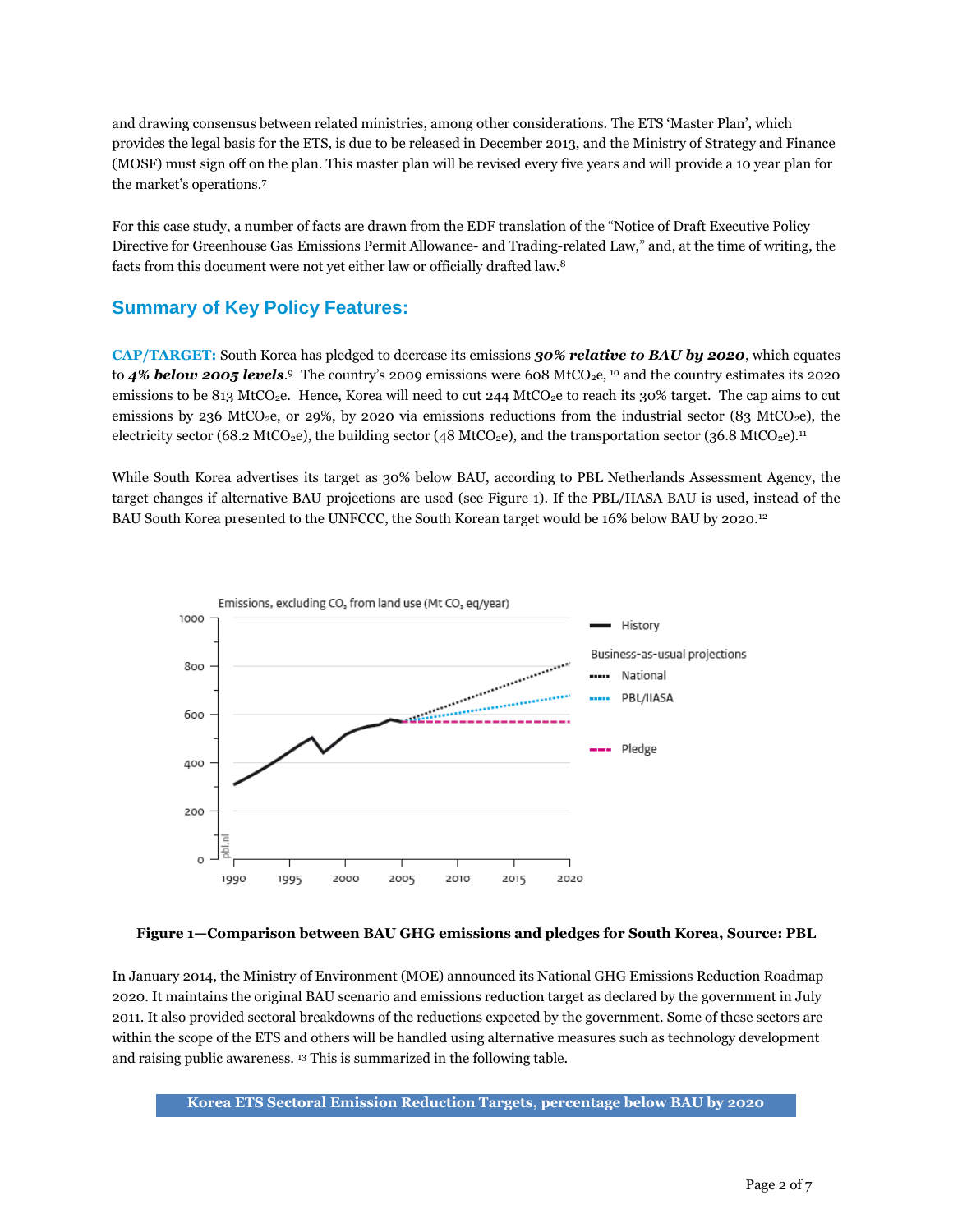and drawing consensus between related ministries, among other considerations. The ETS 'Master Plan', which provides the legal basis for the ETS, is due to be released in December 2013, and the Ministry of Strategy and Finance (MOSF) must sign off on the plan. This master plan will be revised every five years and will provide a 10 year plan for the market's operations.[7]

For this case study, a number of facts are drawn from the EDF translation of the "Notice of Draft Executive Policy Directive for Greenhouse Gas Emissions Permit Allowance- and Trading-related Law," and, at the time of writing, the facts from this document were not yet either law or officially drafted law.[8]

## Summary of Key Policy Features:

**CAP/TARGET:** South Korea has pledged to decrease its emissions ***30% relative to BAU by 2020***, which equates to ***4% below 2005 levels***.[9] The country's 2009 emissions were 608 Mt$CO_2$e, [10] and the country estimates its 2020 emissions to be 813 Mt$CO_2$e. Hence, Korea will need to cut 244 Mt$CO_2$e to reach its 30% target. The cap aims to cut emissions by 236 Mt$CO_2$e, or 29%, by 2020 via emissions reductions from the industrial sector (83 Mt$CO_2$e), the electricity sector (68.2 Mt$CO_2$e), the building sector (48 Mt$CO_2$e), and the transportation sector (36.8 Mt$CO_2$e).[11]

While South Korea advertises its target as 30% below BAU, according to PBL Netherlands Assessment Agency, the target changes if alternative BAU projections are used (see Figure 1). If the PBL/IIASA BAU is used, instead of the BAU South Korea presented to the UNFCCC, the South Korean target would be 16% below BAU by 2020.[12]

**Figure 1—Comparison between BAU GHG emissions and pledges for South Korea, Source: PBL**

In January 2014, the Ministry of Environment (MOE) announced its National GHG Emissions Reduction Roadmap 2020. It maintains the original BAU scenario and emissions reduction target as declared by the government in July 2011. It also provided sectoral breakdowns of the reductions expected by the government. Some of these sectors are within the scope of the ETS and others will be handled using alternative measures such as technology development and raising public awareness. [13] This is summarized in the following table.

**Korea ETS Sectoral Emission Reduction Targets, percentage below BAU by 2020**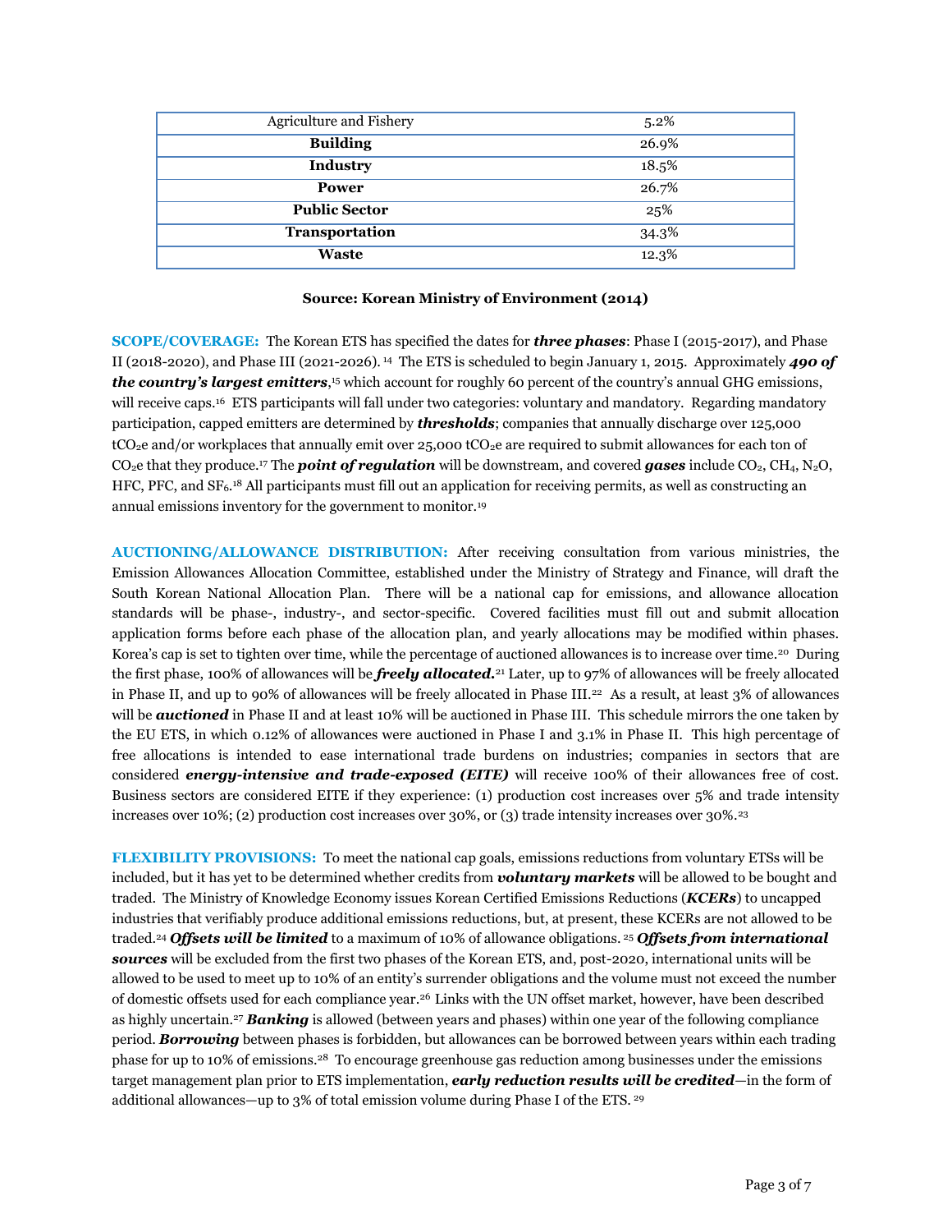| Agriculture and Fishery | 5.2% |
|---|---|
| **Building** | 26.9% |
| **Industry** | 18.5% |
| **Power** | 26.7% |
| **Public Sector** | 25% |
| **Transportation** | 34.3% |
| **Waste** | 12.3% |

**Source: Korean Ministry of Environment (2014)**

**SCOPE/COVERAGE:** The Korean ETS has specified the dates for ***three phases***: Phase I (2015-2017), and Phase II (2018-2020), and Phase III (2021-2026).[14] The ETS is scheduled to begin January 1, 2015. Approximately ***490 of the country's largest emitters***,[15] which account for roughly 60 percent of the country's annual GHG emissions, will receive caps.[16] ETS participants will fall under two categories: voluntary and mandatory. Regarding mandatory participation, capped emitters are determined by ***thresholds***; companies that annually discharge over 125,000 $tCO_2e$ and/or workplaces that annually emit over 25,000 $tCO_2e$ are required to submit allowances for each ton of $CO_2e$ that they produce.[17] The ***point of regulation*** will be downstream, and covered ***gases*** include $CO_2$, $CH_4$, $N_2O$, HFC, PFC, and $SF_6$.[18] All participants must fill out an application for receiving permits, as well as constructing an annual emissions inventory for the government to monitor.[19]

**AUCTIONING/ALLOWANCE DISTRIBUTION:** After receiving consultation from various ministries, the Emission Allowances Allocation Committee, established under the Ministry of Strategy and Finance, will draft the South Korean National Allocation Plan. There will be a national cap for emissions, and allowance allocation standards will be phase-, industry-, and sector-specific. Covered facilities must fill out and submit allocation application forms before each phase of the allocation plan, and yearly allocations may be modified within phases. Korea's cap is set to tighten over time, while the percentage of auctioned allowances is to increase over time.[20] During the first phase, 100% of allowances will be ***freely allocated.***[21] Later, up to 97% of allowances will be freely allocated in Phase II, and up to 90% of allowances will be freely allocated in Phase III.[22] As a result, at least 3% of allowances will be ***auctioned*** in Phase II and at least 10% will be auctioned in Phase III. This schedule mirrors the one taken by the EU ETS, in which 0.12% of allowances were auctioned in Phase I and 3.1% in Phase II. This high percentage of free allocations is intended to ease international trade burdens on industries; companies in sectors that are considered ***energy-intensive and trade-exposed (EITE)*** will receive 100% of their allowances free of cost. Business sectors are considered EITE if they experience: (1) production cost increases over 5% and trade intensity increases over 10%; (2) production cost increases over 30%, or (3) trade intensity increases over 30%.[23]

**FLEXIBILITY PROVISIONS:** To meet the national cap goals, emissions reductions from voluntary ETSs will be included, but it has yet to be determined whether credits from ***voluntary markets*** will be allowed to be bought and traded. The Ministry of Knowledge Economy issues Korean Certified Emissions Reductions (***KCERs***) to uncapped industries that verifiably produce additional emissions reductions, but, at present, these KCERs are not allowed to be traded.[24] ***Offsets will be limited*** to a maximum of 10% of allowance obligations.[25] ***Offsets from international sources*** will be excluded from the first two phases of the Korean ETS, and, post-2020, international units will be allowed to be used to meet up to 10% of an entity's surrender obligations and the volume must not exceed the number of domestic offsets used for each compliance year.[26] Links with the UN offset market, however, have been described as highly uncertain.[27] ***Banking*** is allowed (between years and phases) within one year of the following compliance period. ***Borrowing*** between phases is forbidden, but allowances can be borrowed between years within each trading phase for up to 10% of emissions.[28] To encourage greenhouse gas reduction among businesses under the emissions target management plan prior to ETS implementation, ***early reduction results will be credited***—in the form of additional allowances—up to 3% of total emission volume during Phase I of the ETS.[29]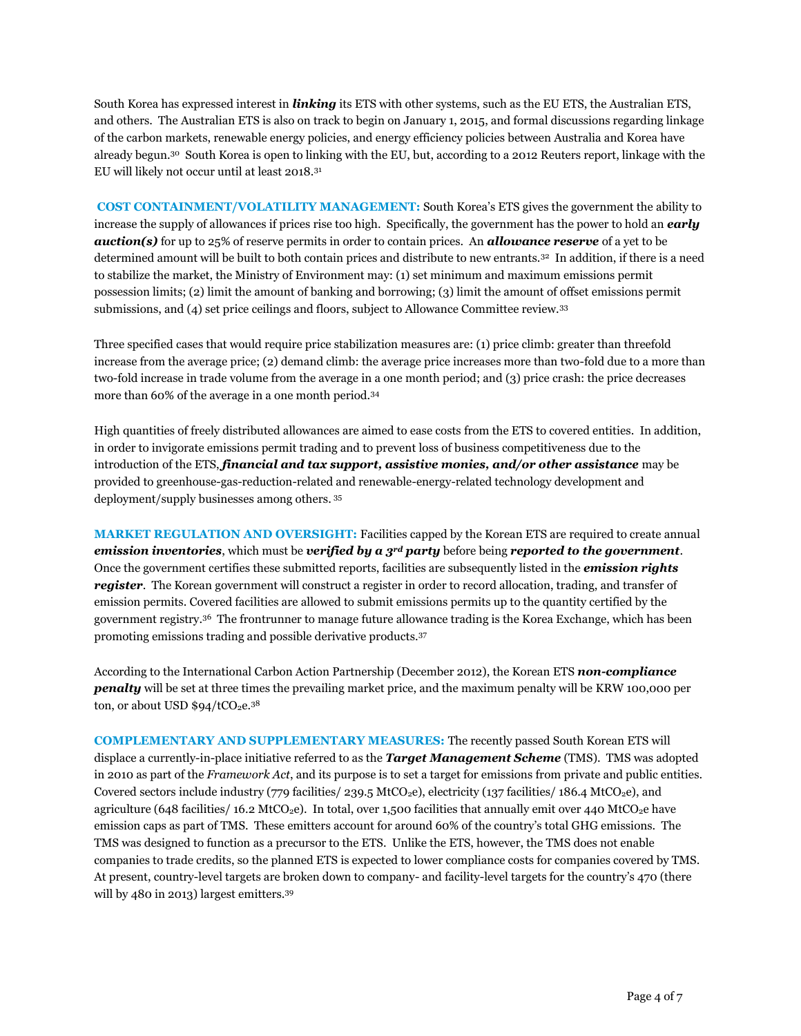South Korea has expressed interest in ***linking*** its ETS with other systems, such as the EU ETS, the Australian ETS, and others. The Australian ETS is also on track to begin on January 1, 2015, and formal discussions regarding linkage of the carbon markets, renewable energy policies, and energy efficiency policies between Australia and Korea have already begun.[30] South Korea is open to linking with the EU, but, according to a 2012 Reuters report, linkage with the EU will likely not occur until at least 2018.[31]

**COST CONTAINMENT/VOLATILITY MANAGEMENT:** South Korea's ETS gives the government the ability to increase the supply of allowances if prices rise too high. Specifically, the government has the power to hold an ***early auction(s)*** for up to 25% of reserve permits in order to contain prices. An ***allowance reserve*** of a yet to be determined amount will be built to both contain prices and distribute to new entrants.[32] In addition, if there is a need to stabilize the market, the Ministry of Environment may: (1) set minimum and maximum emissions permit possession limits; (2) limit the amount of banking and borrowing; (3) limit the amount of offset emissions permit submissions, and (4) set price ceilings and floors, subject to Allowance Committee review.[33]

Three specified cases that would require price stabilization measures are: (1) price climb: greater than threefold increase from the average price; (2) demand climb: the average price increases more than two-fold due to a more than two-fold increase in trade volume from the average in a one month period; and (3) price crash: the price decreases more than 60% of the average in a one month period.[34]

High quantities of freely distributed allowances are aimed to ease costs from the ETS to covered entities. In addition, in order to invigorate emissions permit trading and to prevent loss of business competitiveness due to the introduction of the ETS, ***financial and tax support, assistive monies, and/or other assistance*** may be provided to greenhouse-gas-reduction-related and renewable-energy-related technology development and deployment/supply businesses among others.[35]

**MARKET REGULATION AND OVERSIGHT:** Facilities capped by the Korean ETS are required to create annual ***emission inventories***, which must be ***verified by a 3rd party*** before being ***reported to the government***. Once the government certifies these submitted reports, facilities are subsequently listed in the ***emission rights register***. The Korean government will construct a register in order to record allocation, trading, and transfer of emission permits. Covered facilities are allowed to submit emissions permits up to the quantity certified by the government registry.[36] The frontrunner to manage future allowance trading is the Korea Exchange, which has been promoting emissions trading and possible derivative products.[37]

According to the International Carbon Action Partnership (December 2012), the Korean ETS ***non-compliance penalty*** will be set at three times the prevailing market price, and the maximum penalty will be KRW 100,000 per ton, or about USD \$94/t$CO_2$e.[38]

**COMPLEMENTARY AND SUPPLEMENTARY MEASURES:** The recently passed South Korean ETS will displace a currently-in-place initiative referred to as the ***Target Management Scheme*** (TMS). TMS was adopted in 2010 as part of the *Framework Act*, and its purpose is to set a target for emissions from private and public entities. Covered sectors include industry (779 facilities/ 239.5 Mt$CO_2$e), electricity (137 facilities/ 186.4 Mt$CO_2$e), and agriculture (648 facilities/ 16.2 Mt$CO_2$e). In total, over 1,500 facilities that annually emit over 440 Mt$CO_2$e have emission caps as part of TMS. These emitters account for around 60% of the country's total GHG emissions. The TMS was designed to function as a precursor to the ETS. Unlike the ETS, however, the TMS does not enable companies to trade credits, so the planned ETS is expected to lower compliance costs for companies covered by TMS. At present, country-level targets are broken down to company- and facility-level targets for the country's 470 (there will by 480 in 2013) largest emitters.[39]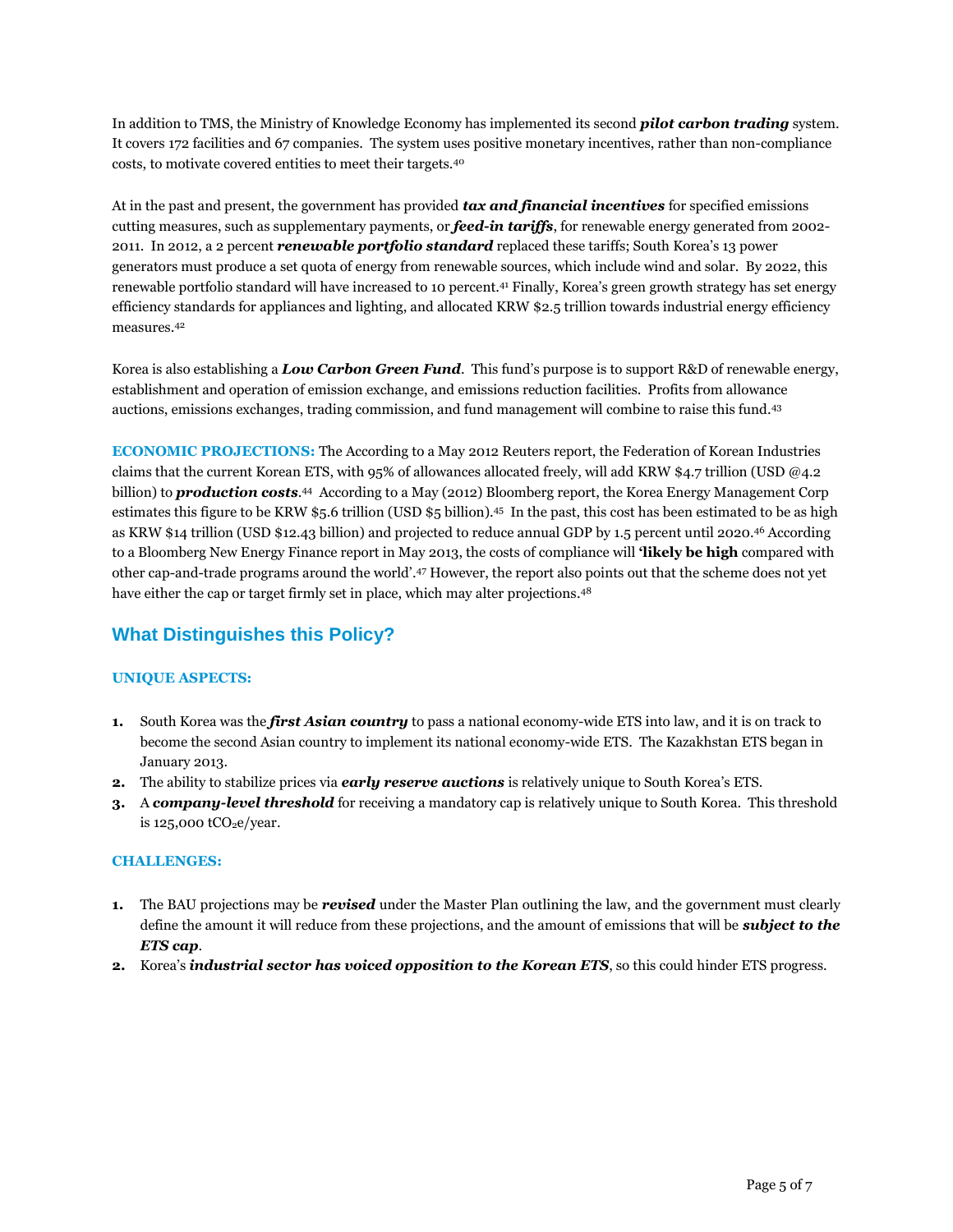In addition to TMS, the Ministry of Knowledge Economy has implemented its second ***pilot carbon trading*** system. It covers 172 facilities and 67 companies. The system uses positive monetary incentives, rather than non-compliance costs, to motivate covered entities to meet their targets.[40]

At in the past and present, the government has provided ***tax and financial incentives*** for specified emissions cutting measures, such as supplementary payments, or ***feed-in tariffs***, for renewable energy generated from 2002-2011. In 2012, a 2 percent ***renewable portfolio standard*** replaced these tariffs; South Korea's 13 power generators must produce a set quota of energy from renewable sources, which include wind and solar. By 2022, this renewable portfolio standard will have increased to 10 percent.[41] Finally, Korea's green growth strategy has set energy efficiency standards for appliances and lighting, and allocated KRW $2.5 trillion towards industrial energy efficiency measures.[42]

Korea is also establishing a ***Low Carbon Green Fund***. This fund's purpose is to support R&D of renewable energy, establishment and operation of emission exchange, and emissions reduction facilities. Profits from allowance auctions, emissions exchanges, trading commission, and fund management will combine to raise this fund.[43]

**ECONOMIC PROJECTIONS:** The According to a May 2012 Reuters report, the Federation of Korean Industries claims that the current Korean ETS, with 95% of allowances allocated freely, will add KRW $4.7 trillion (USD @4.2 billion) to ***production costs***.[44] According to a May (2012) Bloomberg report, the Korea Energy Management Corp estimates this figure to be KRW $5.6 trillion (USD $5 billion).[45] In the past, this cost has been estimated to be as high as KRW $14 trillion (USD $12.43 billion) and projected to reduce annual GDP by 1.5 percent until 2020.[46] According to a Bloomberg New Energy Finance report in May 2013, the costs of compliance will **'likely be high** compared with other cap-and-trade programs around the world'.[47] However, the report also points out that the scheme does not yet have either the cap or target firmly set in place, which may alter projections.[48]

## What Distinguishes this Policy?

### UNIQUE ASPECTS:

1. South Korea was the ***first Asian country*** to pass a national economy-wide ETS into law, and it is on track to become the second Asian country to implement its national economy-wide ETS. The Kazakhstan ETS began in January 2013.
2. The ability to stabilize prices via ***early reserve auctions*** is relatively unique to South Korea's ETS.
3. A ***company-level threshold*** for receiving a mandatory cap is relatively unique to South Korea. This threshold is 125,000 $tCO_2e$/year.

### CHALLENGES:

1. The BAU projections may be ***revised*** under the Master Plan outlining the law, and the government must clearly define the amount it will reduce from these projections, and the amount of emissions that will be ***subject to the ETS cap***.
2. Korea's ***industrial sector has voiced opposition to the Korean ETS***, so this could hinder ETS progress.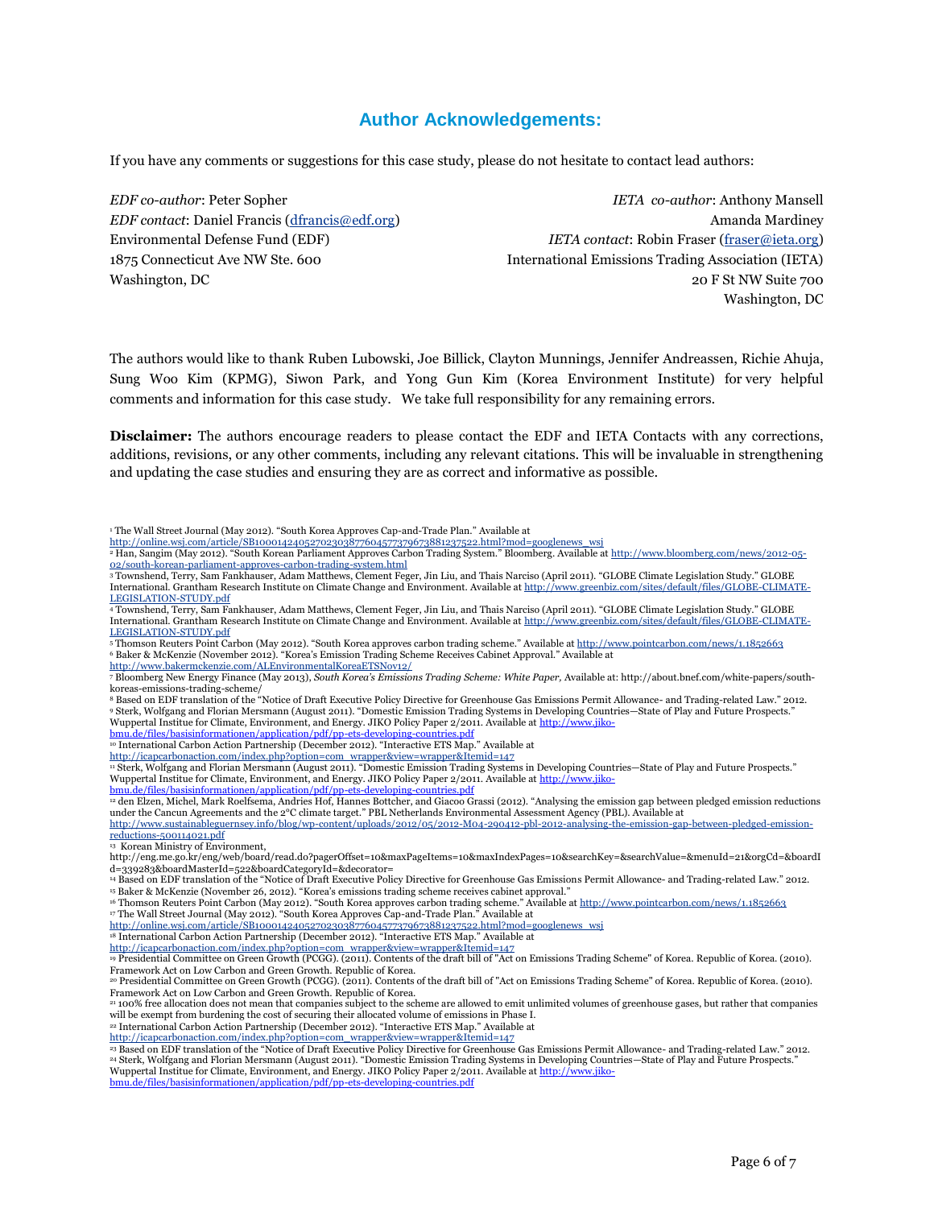## Author Acknowledgements:

If you have any comments or suggestions for this case study, please do not hesitate to contact lead authors:

*EDF co-author*: Peter Sopher
*EDF contact*: Daniel Francis (dfrancis@edf.org)
Environmental Defense Fund (EDF)
1875 Connecticut Ave NW Ste. 600
Washington, DC

*IETA co-author*: Anthony Mansell
Amanda Mardiney
*IETA contact*: Robin Fraser (fraser@ieta.org)
International Emissions Trading Association (IETA)
20 F St NW Suite 700
Washington, DC

The authors would like to thank Ruben Lubowski, Joe Billick, Clayton Munnings, Jennifer Andreassen, Richie Ahuja, Sung Woo Kim (KPMG), Siwon Park, and Yong Gun Kim (Korea Environment Institute) for very helpful comments and information for this case study. We take full responsibility for any remaining errors.

**Disclaimer:** The authors encourage readers to please contact the EDF and IETA Contacts with any corrections, additions, revisions, or any other comments, including any relevant citations. This will be invaluable in strengthening and updating the case studies and ensuring they are as correct and informative as possible.

---

[1] The Wall Street Journal (May 2012). "South Korea Approves Cap-and-Trade Plan." Available at http://online.wsj.com/article/SB10001424052702303877604577379673881237522.html?mod=googlenews_wsj

[2] Han, Sangim (May 2012). "South Korean Parliament Approves Carbon Trading System." Bloomberg. Available at http://www.bloomberg.com/news/2012-05-02/south-korean-parliament-approves-carbon-trading-system.html

[3] Townshend, Terry, Sam Fankhauser, Adam Matthews, Clement Feger, Jin Liu, and Thais Narciso (April 2011). "GLOBE Climate Legislation Study." GLOBE International. Grantham Research Institute on Climate Change and Environment. Available at http://www.greenbiz.com/sites/default/files/GLOBE-CLIMATE-LEGISLATION-STUDY.pdf

[4] Townshend, Terry, Sam Fankhauser, Adam Matthews, Clement Feger, Jin Liu, and Thais Narciso (April 2011). "GLOBE Climate Legislation Study." GLOBE International. Grantham Research Institute on Climate Change and Environment. Available at http://www.greenbiz.com/sites/default/files/GLOBE-CLIMATE-LEGISLATION-STUDY.pdf

[5] Thomson Reuters Point Carbon (May 2012). "South Korea approves carbon trading scheme." Available at http://www.pointcarbon.com/news/1.1852663

[6] Baker & McKenzie (November 2012). "Korea's Emission Trading Scheme Receives Cabinet Approval." Available at http://www.bakermckenzie.com/ALEnvironmentalKoreaETSNov12/

[7] Bloomberg New Energy Finance (May 2013), *South Korea's Emissions Trading Scheme: White Paper,* Available at: http://about.bnef.com/white-papers/south-koreas-emissions-trading-scheme/

[8] Based on EDF translation of the "Notice of Draft Executive Policy Directive for Greenhouse Gas Emissions Permit Allowance- and Trading-related Law." 2012.

[9] Sterk, Wolfgang and Florian Mersmann (August 2011). "Domestic Emission Trading Systems in Developing Countries—State of Play and Future Prospects." Wuppertal Institue for Climate, Environment, and Energy. JIKO Policy Paper 2/2011. Available at http://www.jiko-bmu.de/files/basisinformationen/application/pdf/pp-ets-developing-countries.pdf

[10] International Carbon Action Partnership (December 2012). "Interactive ETS Map." Available at http://icapcarbonaction.com/index.php?option=com_wrapper&view=wrapper&Itemid=147

[11] Sterk, Wolfgang and Florian Mersmann (August 2011). "Domestic Emission Trading Systems in Developing Countries—State of Play and Future Prospects." Wuppertal Institue for Climate, Environment, and Energy. JIKO Policy Paper 2/2011. Available at http://www.jiko-bmu.de/files/basisinformationen/application/pdf/pp-ets-developing-countries.pdf

[12] den Elzen, Michel, Mark Roelfsema, Andries Hof, Hannes Bottcher, and Giacoo Grassi (2012). "Analysing the emission gap between pledged emission reductions under the Cancun Agreements and the 2°C climate target." PBL Netherlands Environmental Assessment Agency (PBL). Available at http://www.sustainableguernsey.info/blog/wp-content/uploads/2012/05/2012-M04-290412-pbl-2012-analysing-the-emission-gap-between-pledged-emission-reductions-500114021.pdf

[13] Korean Ministry of Environment, http://eng.me.go.kr/eng/web/board/read.do?pagerOffset=10&maxPageItems=10&maxIndexPages=10&searchKey=&searchValue=&menuId=21&orgCd=&boardId=339283&boardMasterId=522&boardCategoryId=&decorator=

[14] Based on EDF translation of the "Notice of Draft Executive Policy Directive for Greenhouse Gas Emissions Permit Allowance- and Trading-related Law." 2012.

[15] Baker & McKenzie (November 26, 2012). "Korea's emissions trading scheme receives cabinet approval."

[16] Thomson Reuters Point Carbon (May 2012). "South Korea approves carbon trading scheme." Available at http://www.pointcarbon.com/news/1.1852663

[17] The Wall Street Journal (May 2012). "South Korea Approves Cap-and-Trade Plan." Available at http://online.wsj.com/article/SB10001424052702303877604577379673881237522.html?mod=googlenews_wsj

[18] International Carbon Action Partnership (December 2012). "Interactive ETS Map." Available at http://icapcarbonaction.com/index.php?option=com_wrapper&view=wrapper&Itemid=147

[19] Presidential Committee on Green Growth (PCGG). (2011). Contents of the draft bill of "Act on Emissions Trading Scheme" of Korea. Republic of Korea. (2010). Framework Act on Low Carbon and Green Growth. Republic of Korea.

[20] Presidential Committee on Green Growth (PCGG). (2011). Contents of the draft bill of "Act on Emissions Trading Scheme" of Korea. Republic of Korea. (2010). Framework Act on Low Carbon and Green Growth. Republic of Korea.

[21] 100% free allocation does not mean that companies subject to the scheme are allowed to emit unlimited volumes of greenhouse gases, but rather that companies will be exempt from burdening the cost of securing their allocated volume of emissions in Phase I.

[22] International Carbon Action Partnership (December 2012). "Interactive ETS Map." Available at http://icapcarbonaction.com/index.php?option=com_wrapper&view=wrapper&Itemid=147

[23] Based on EDF translation of the "Notice of Draft Executive Policy Directive for Greenhouse Gas Emissions Permit Allowance- and Trading-related Law." 2012.

[24] Sterk, Wolfgang and Florian Mersmann (August 2011). "Domestic Emission Trading Systems in Developing Countries—State of Play and Future Prospects." Wuppertal Institue for Climate, Environment, and Energy. JIKO Policy Paper 2/2011. Available at http://www.jiko-bmu.de/files/basisinformationen/application/pdf/pp-ets-developing-countries.pdf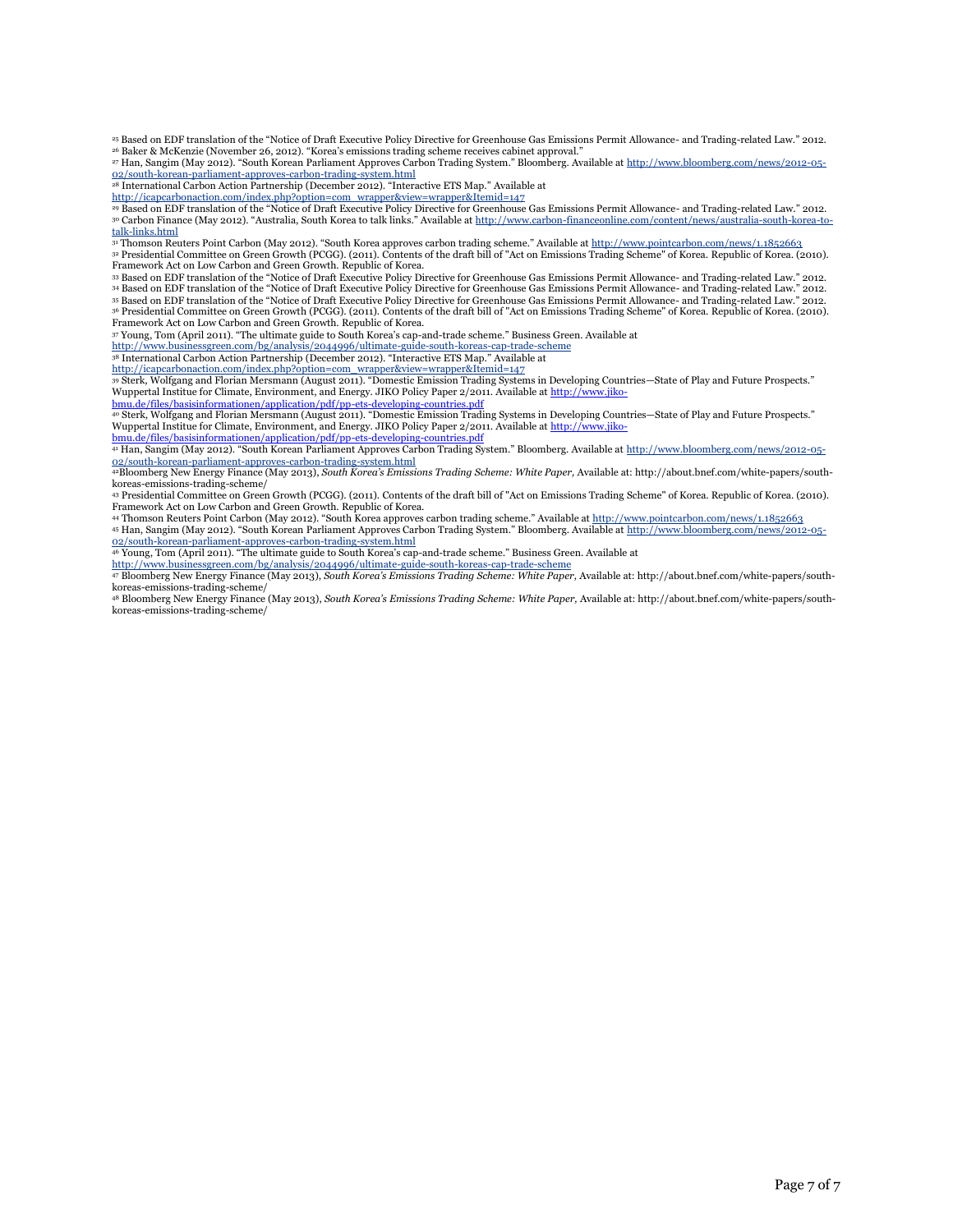[25] Based on EDF translation of the "Notice of Draft Executive Policy Directive for Greenhouse Gas Emissions Permit Allowance- and Trading-related Law." 2012.

[26] Baker & McKenzie (November 26, 2012). "Korea's emissions trading scheme receives cabinet approval."

[27] Han, Sangim (May 2012). "South Korean Parliament Approves Carbon Trading System." Bloomberg. Available at http://www.bloomberg.com/news/2012-05-02/south-korean-parliament-approves-carbon-trading-system.html

[28] International Carbon Action Partnership (December 2012). "Interactive ETS Map." Available at http://icapcarbonaction.com/index.php?option=com_wrapper&view=wrapper&Itemid=147

[29] Based on EDF translation of the "Notice of Draft Executive Policy Directive for Greenhouse Gas Emissions Permit Allowance- and Trading-related Law." 2012.

[30] Carbon Finance (May 2012). "Australia, South Korea to talk links." Available at http://www.carbon-financeonline.com/content/news/australia-south-korea-to-talk-links.html

[31] Thomson Reuters Point Carbon (May 2012). "South Korea approves carbon trading scheme." Available at http://www.pointcarbon.com/news/1.1852663

[32] Presidential Committee on Green Growth (PCGG). (2011). Contents of the draft bill of "Act on Emissions Trading Scheme" of Korea. Republic of Korea. (2010). Framework Act on Low Carbon and Green Growth. Republic of Korea.

[33] Based on EDF translation of the "Notice of Draft Executive Policy Directive for Greenhouse Gas Emissions Permit Allowance- and Trading-related Law." 2012.

[34] Based on EDF translation of the "Notice of Draft Executive Policy Directive for Greenhouse Gas Emissions Permit Allowance- and Trading-related Law." 2012.

[35] Based on EDF translation of the "Notice of Draft Executive Policy Directive for Greenhouse Gas Emissions Permit Allowance- and Trading-related Law." 2012.

[36] Presidential Committee on Green Growth (PCGG). (2011). Contents of the draft bill of "Act on Emissions Trading Scheme" of Korea. Republic of Korea. (2010). Framework Act on Low Carbon and Green Growth. Republic of Korea.

[37] Young, Tom (April 2011). "The ultimate guide to South Korea's cap-and-trade scheme." Business Green. Available at http://www.businessgreen.com/bg/analysis/2044996/ultimate-guide-south-koreas-cap-trade-scheme

[38] International Carbon Action Partnership (December 2012). "Interactive ETS Map." Available at http://icapcarbonaction.com/index.php?option=com_wrapper&view=wrapper&Itemid=147

[39] Sterk, Wolfgang and Florian Mersmann (August 2011). "Domestic Emission Trading Systems in Developing Countries—State of Play and Future Prospects." Wuppertal Institue for Climate, Environment, and Energy. JIKO Policy Paper 2/2011. Available at http://www.jiko-bmu.de/files/basisinformationen/application/pdf/pp-ets-developing-countries.pdf

[40] Sterk, Wolfgang and Florian Mersmann (August 2011). "Domestic Emission Trading Systems in Developing Countries—State of Play and Future Prospects." Wuppertal Institue for Climate, Environment, and Energy. JIKO Policy Paper 2/2011. Available at http://www.jiko-bmu.de/files/basisinformationen/application/pdf/pp-ets-developing-countries.pdf

[41] Han, Sangim (May 2012). "South Korean Parliament Approves Carbon Trading System." Bloomberg. Available at http://www.bloomberg.com/news/2012-05-02/south-korean-parliament-approves-carbon-trading-system.html

[42] Bloomberg New Energy Finance (May 2013), *South Korea's Emissions Trading Scheme: White Paper*, Available at: http://about.bnef.com/white-papers/south-koreas-emissions-trading-scheme/

[43] Presidential Committee on Green Growth (PCGG). (2011). Contents of the draft bill of "Act on Emissions Trading Scheme" of Korea. Republic of Korea. (2010). Framework Act on Low Carbon and Green Growth. Republic of Korea.

[44] Thomson Reuters Point Carbon (May 2012). "South Korea approves carbon trading scheme." Available at http://www.pointcarbon.com/news/1.1852663

[45] Han, Sangim (May 2012). "South Korean Parliament Approves Carbon Trading System." Bloomberg. Available at http://www.bloomberg.com/news/2012-05-02/south-korean-parliament-approves-carbon-trading-system.html

[46] Young, Tom (April 2011). "The ultimate guide to South Korea's cap-and-trade scheme." Business Green. Available at http://www.businessgreen.com/bg/analysis/2044996/ultimate-guide-south-koreas-cap-trade-scheme

[47] Bloomberg New Energy Finance (May 2013), *South Korea's Emissions Trading Scheme: White Paper*, Available at: http://about.bnef.com/white-papers/south-koreas-emissions-trading-scheme/

[48] Bloomberg New Energy Finance (May 2013), *South Korea's Emissions Trading Scheme: White Paper*, Available at: http://about.bnef.com/white-papers/south-koreas-emissions-trading-scheme/